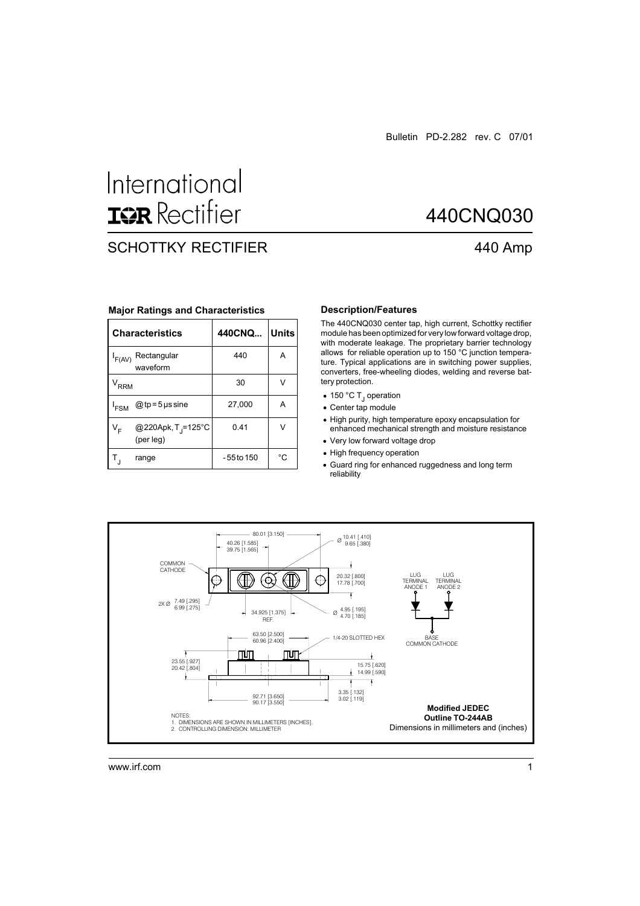Bulletin PD-2.282 rev. C 07/01

International
IOR Rectifier

# 440CNQ030

## SCHOTTKY RECTIFIER

440 Amp

### Major Ratings and Characteristics

| Characteristics | | 440CNQ... | Units |
|---|---|---|---|
| $I_{F(AV)}$ | Rectangular waveform | 440 | A |
| $V_{RRM}$ | | 30 | V |
| $I_{FSM}$ | @ tp = 5 μs sine | 27,000 | A |
| $V_F$ | @220Apk, $T_J$=125°C (per leg) | 0.41 | V |
| $T_J$ | range | - 55 to 150 | °C |

### Description/Features

The 440CNQ030 center tap, high current, Schottky rectifier module has been optimized for very low forward voltage drop, with moderate leakage. The proprietary barrier technology allows for reliable operation up to 150 °C junction temperature. Typical applications are in switching power supplies, converters, free-wheeling diodes, welding and reverse battery protection.

- 150 °C $T_J$ operation
- Center tap module
- High purity, high temperature epoxy encapsulation for enhanced mechanical strength and moisture resistance
- Very low forward voltage drop
- High frequency operation
- Guard ring for enhanced ruggedness and long term reliability

80.01 [3.150]
40.26 [1.585]
39.75 [1.565]
Ø 10.41 [.410]
9.65 [.380]
COMMON CATHODE
20.32 [.800]
17.78 [.700]
2X Ø 7.49 [.295]
6.99 [.275]
34.925 [1.375] REF.
Ø 4.95 [.195]
4.70 [.185]
63.50 [2.500]
60.96 [2.400]
1/4-20 SLOTTED HEX
23.55 [.927]
20.42 [.804]
15.75 [.620]
14.99 [.590]
3.35 [.132]
3.02 [.119]
92.71 [3.650]
90.17 [3.550]

LUG TERMINAL ANODE 1
LUG TERMINAL ANODE 2
BASE COMMON CATHODE

NOTES:
1. DIMENSIONS ARE SHOWN IN MILLIMETERS [INCHES].
2. CONTROLLING DIMENSION: MILLIMETER

**Modified JEDEC Outline TO-244AB**
Dimensions in millimeters and (inches)

www.irf.com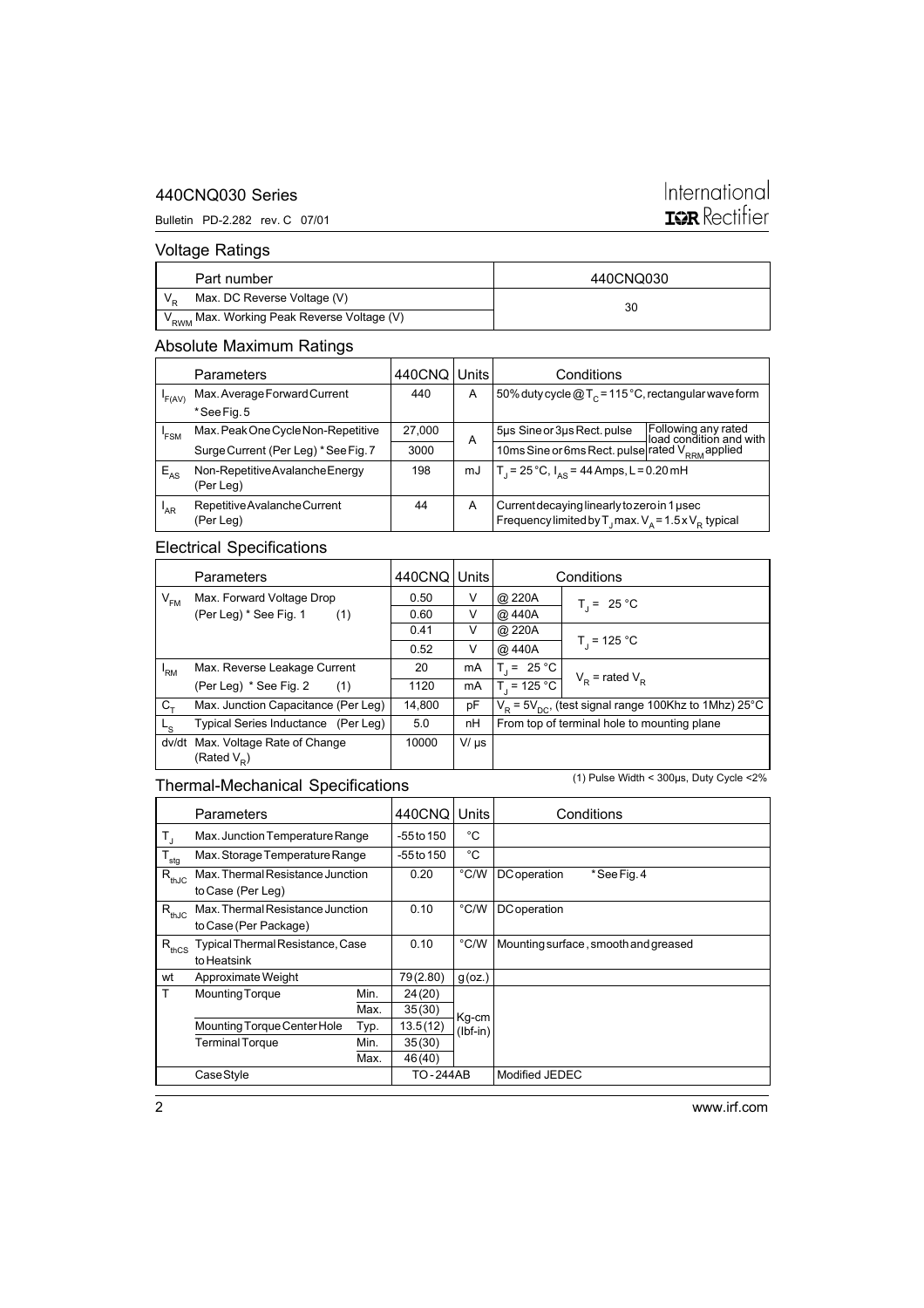## Voltage Ratings

| | Part number | 440CNQ030 |
|---|---|---|
| $V_R$ | Max. DC Reverse Voltage (V) | 30 |
| $V_{RWM}$ | Max. Working Peak Reverse Voltage (V) | |

## Absolute Maximum Ratings

| | Parameters | 440CNQ | Units | Conditions | |
|---|---|---|---|---|---|
| $I_{F(AV)}$ | Max. Average Forward Current<br>* See Fig. 5 | 440 | A | 50% duty cycle @ $T_C$ = 115 °C, rectangular wave form | |
| $I_{FSM}$ | Max. Peak One Cycle Non-Repetitive | 27,000 | A | 5μs Sine or 3μs Rect. pulse | Following any rated load condition and with |
| | Surge Current (Per Leg) * See Fig. 7 | 3000 | | 10ms Sine or 6ms Rect. pulse | rated $V_{RRM}$ applied |
| $E_{AS}$ | Non-Repetitive Avalanche Energy (Per Leg) | 198 | mJ | $T_J$ = 25 °C, $I_{AS}$ = 44 Amps, L = 0.20 mH | |
| $I_{AR}$ | Repetitive Avalanche Current (Per Leg) | 44 | A | Current decaying linearly to zero in 1 μsec<br>Frequency limited by $T_J$ max. $V_A$ = 1.5 x $V_R$ typical | |

## Electrical Specifications

| | Parameters | 440CNQ | Units | Conditions | |
|---|---|---|---|---|---|
| $V_{FM}$ | Max. Forward Voltage Drop | 0.50 | V | @ 220A | $T_J$ = 25 °C |
| | (Per Leg) * See Fig. 1 (1) | 0.60 | V | @ 440A | |
| | | 0.41 | V | @ 220A | $T_J$ = 125 °C |
| | | 0.52 | V | @ 440A | |
| $I_{RM}$ | Max. Reverse Leakage Current | 20 | mA | $T_J$ = 25 °C | $V_R$ = rated $V_R$ |
| | (Per Leg) * See Fig. 2 (1) | 1120 | mA | $T_J$ = 125 °C | |
| $C_T$ | Max. Junction Capacitance (Per Leg) | 14,800 | pF | $V_R$ = 5$V_{DC}$, (test signal range 100Khz to 1Mhz) 25°C | |
| $L_S$ | Typical Series Inductance (Per Leg) | 5.0 | nH | From top of terminal hole to mounting plane | |
| dv/dt | Max. Voltage Rate of Change (Rated $V_R$) | 10000 | V/ μs | | |

(1) Pulse Width < 300μs, Duty Cycle <2%

## Thermal-Mechanical Specifications

| | Parameters | | 440CNQ | Units | Conditions |
|---|---|---|---|---|---|
| $T_J$ | Max. Junction Temperature Range | | -55 to 150 | °C | |
| $T_{stg}$ | Max. Storage Temperature Range | | -55 to 150 | °C | |
| $R_{thJC}$ | Max. Thermal Resistance Junction to Case (Per Leg) | | 0.20 | °C/W | DC operation * See Fig. 4 |
| $R_{thJC}$ | Max. Thermal Resistance Junction to Case (Per Package) | | 0.10 | °C/W | DC operation |
| $R_{thCS}$ | Typical Thermal Resistance, Case to Heatsink | | 0.10 | °C/W | Mounting surface , smooth and greased |
| wt | Approximate Weight | | 79 (2.80) | g (oz.) | |
| T | Mounting Torque | Min. | 24 (20) | Kg-cm (lbf-in) | |
| | | Max. | 35 (30) | | |
| | Mounting Torque Center Hole | Typ. | 13.5 (12) | | |
| | Terminal Torque | Min. | 35 (30) | | |
| | | Max. | 46 (40) | | |
| | Case Style | | TO - 244AB | | Modified JEDEC |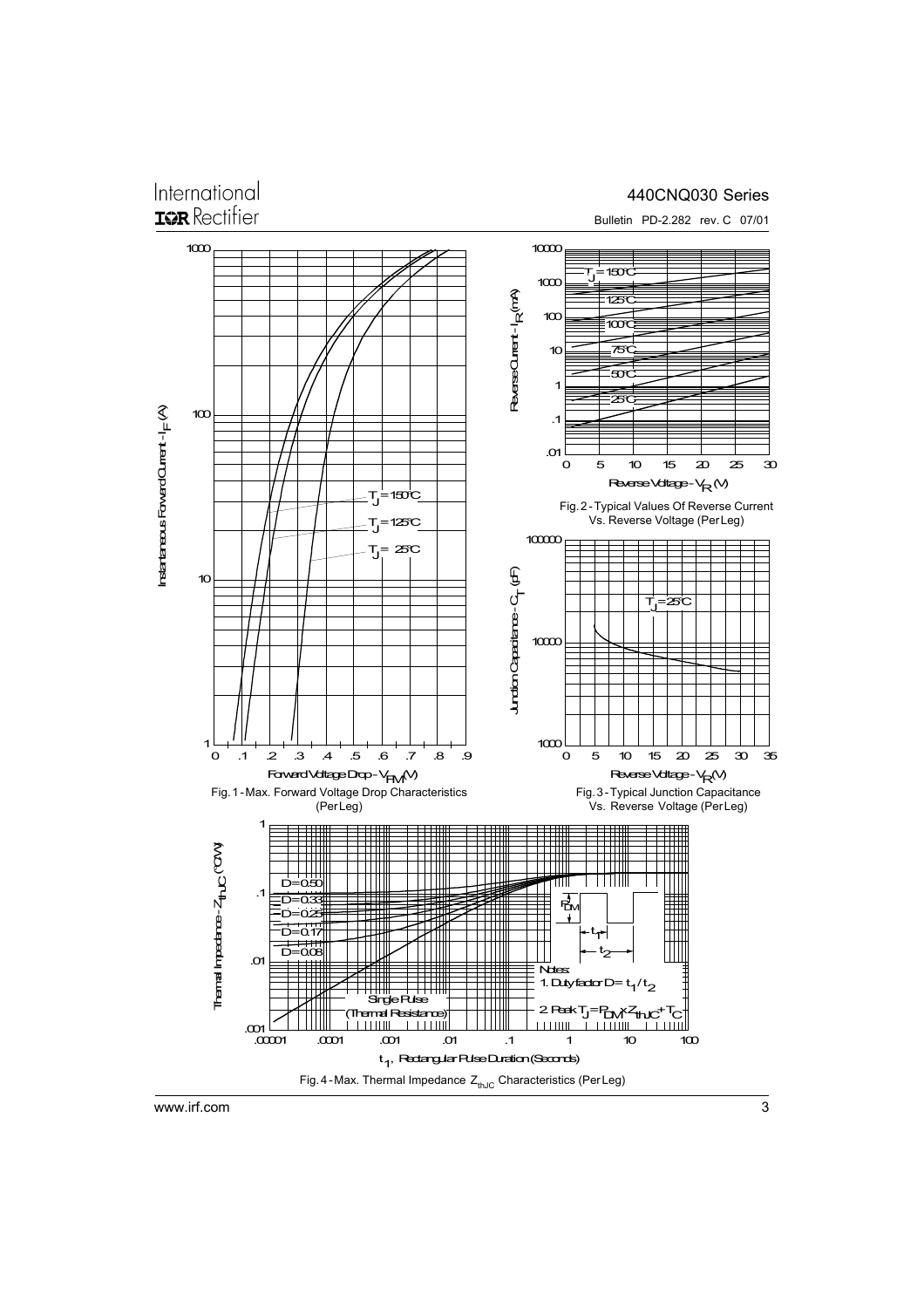Fig. 1 - Max. Forward Voltage Drop Characteristics (Per Leg)

Fig. 2 - Typical Values Of Reverse Current Vs. Reverse Voltage (Per Leg)

Fig. 3 - Typical Junction Capacitance Vs. Reverse Voltage (Per Leg)

Fig. 4 - Max. Thermal Impedance $Z_{thJC}$ Characteristics (Per Leg)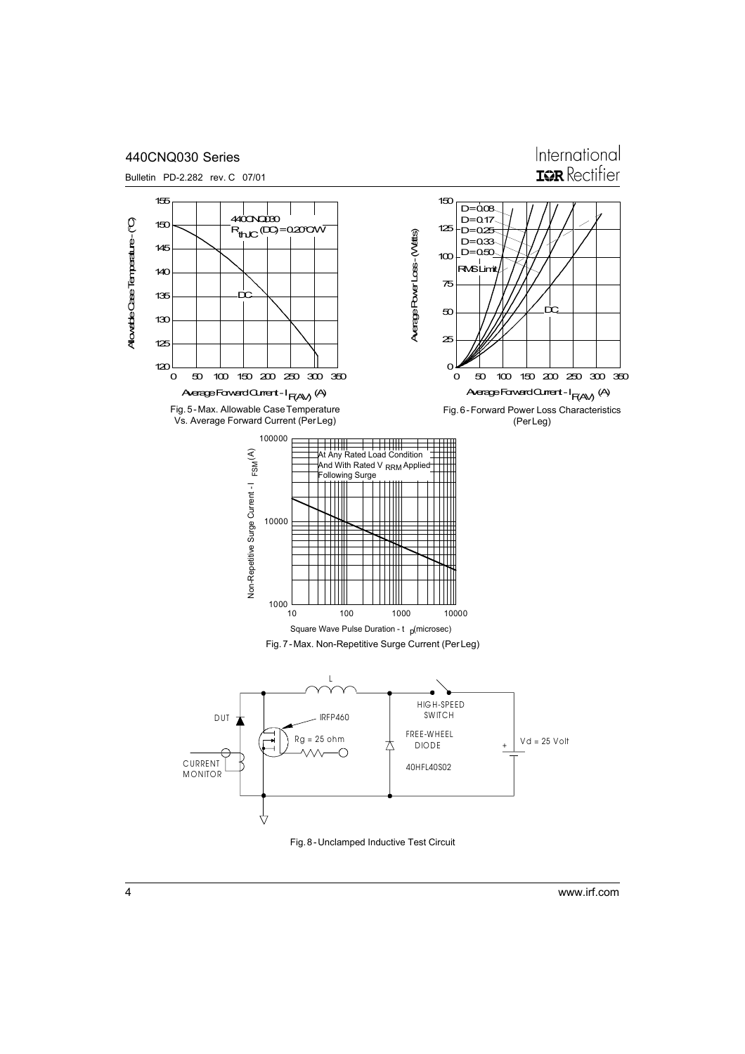Fig. 5 - Max. Allowable Case Temperature Vs. Average Forward Current (Per Leg)

Fig. 6 - Forward Power Loss Characteristics (Per Leg)

Fig. 7 - Max. Non-Repetitive Surge Current (Per Leg)

Fig. 8 - Unclamped Inductive Test Circuit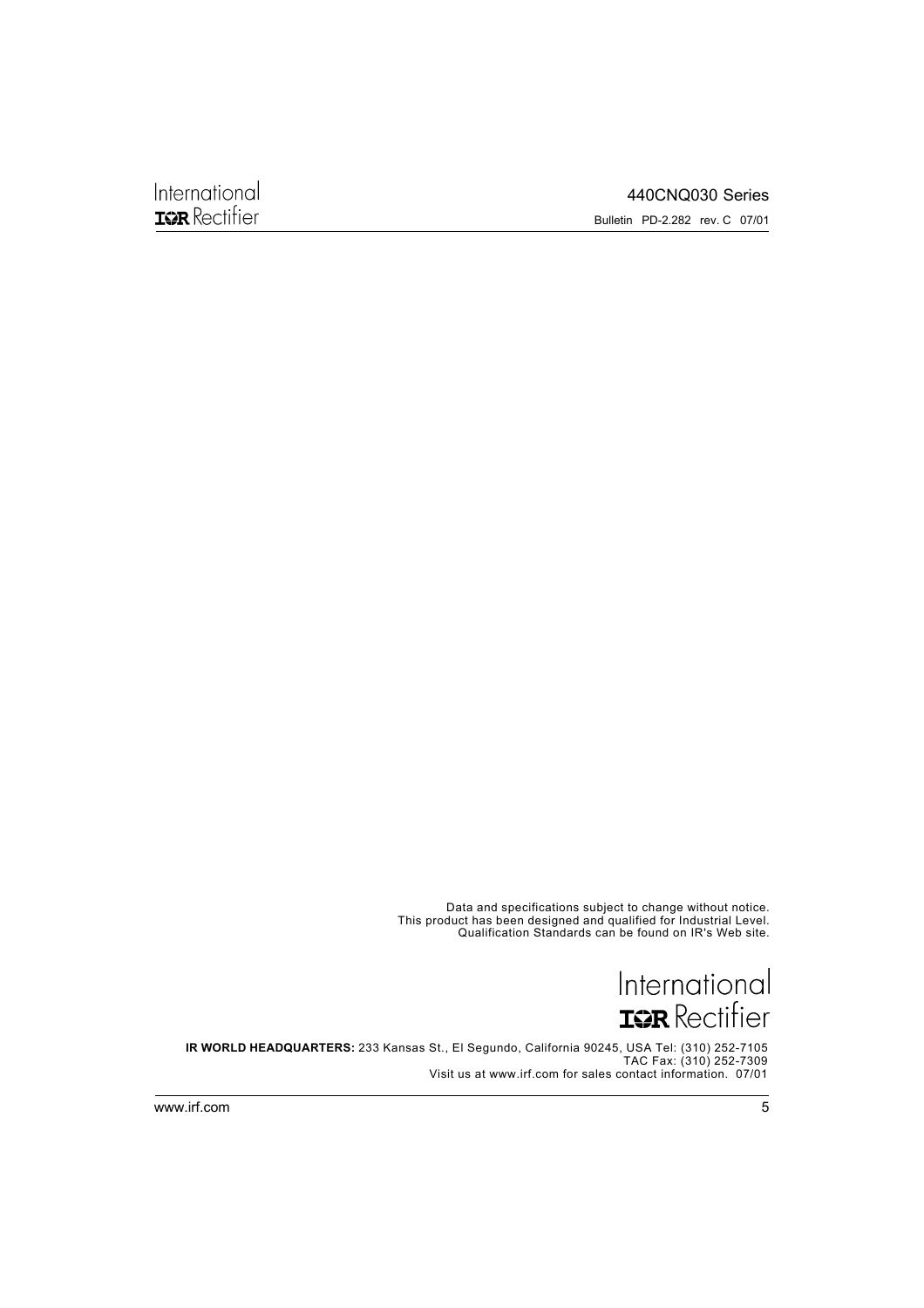Data and specifications subject to change without notice.
This product has been designed and qualified for Industrial Level.
Qualification Standards can be found on IR's Web site.

International
IOR Rectifier

**IR WORLD HEADQUARTERS:** 233 Kansas St., El Segundo, California 90245, USA Tel: (310) 252-7105
TAC Fax: (310) 252-7309
Visit us at www.irf.com for sales contact information. 07/01